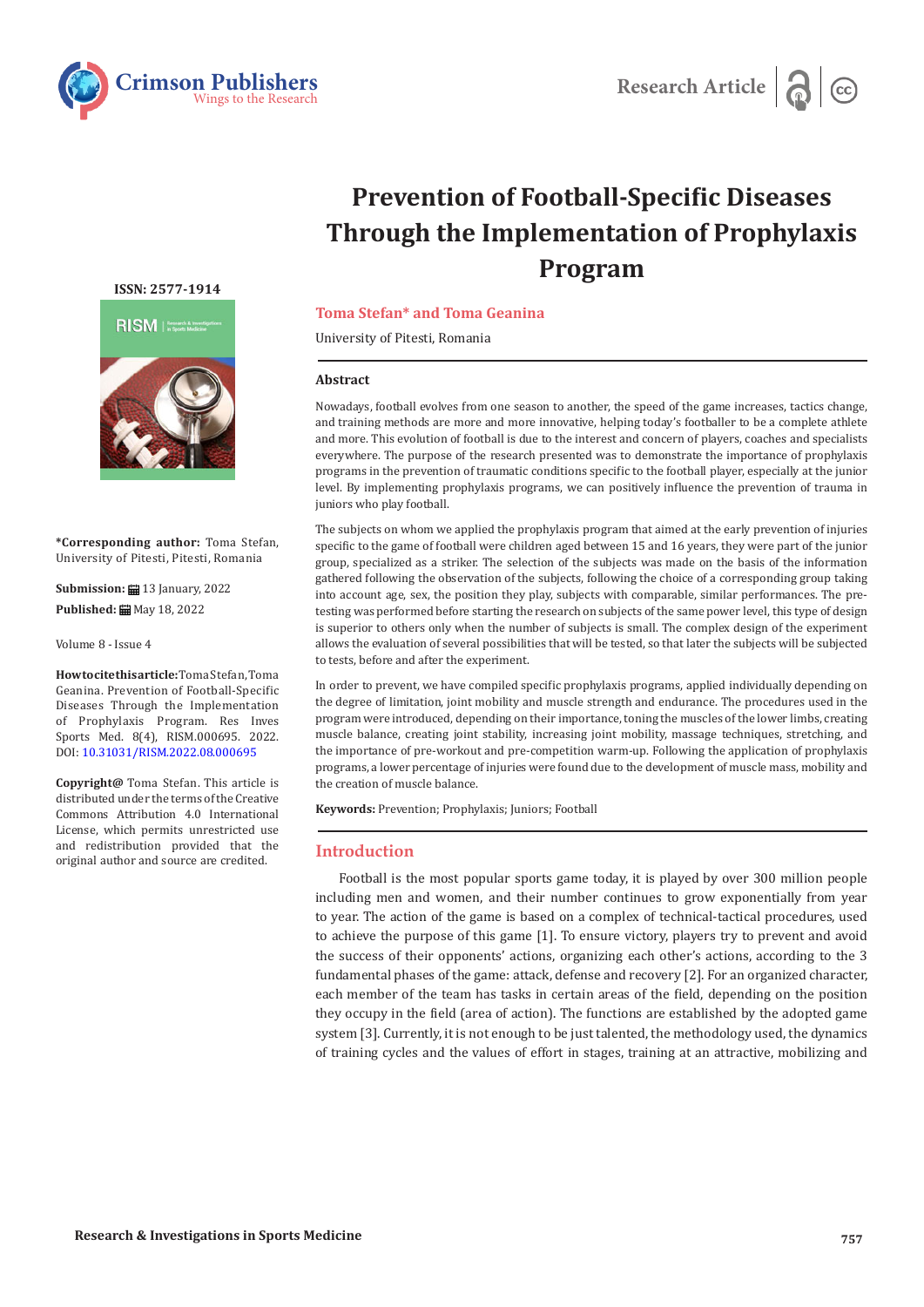Research Article

# Prevention of Football-Specific Diseases Through the Implementation of Prophylaxis Program

**Toma Stefan* and Toma Geanina**

University of Pitesti, Romania

ISSN: 2577-1914

**\*Corresponding author:** Toma Stefan, University of Pitesti, Pitesti, Romania

**Submission:** 13 January, 2022

**Published:** May 18, 2022

Volume 8 - Issue 4

**How to cite this article:** Toma Stefan, Toma Geanina. Prevention of Football-Specific Diseases Through the Implementation of Prophylaxis Program. Res Inves Sports Med. 8(4), RISM.000695. 2022. DOI: 10.31031/RISM.2022.08.000695

**Copyright@** Toma Stefan. This article is distributed under the terms of the Creative Commons Attribution 4.0 International License, which permits unrestricted use and redistribution provided that the original author and source are credited.

## Abstract

Nowadays, football evolves from one season to another, the speed of the game increases, tactics change, and training methods are more and more innovative, helping today's footballer to be a complete athlete and more. This evolution of football is due to the interest and concern of players, coaches and specialists everywhere. The purpose of the research presented was to demonstrate the importance of prophylaxis programs in the prevention of traumatic conditions specific to the football player, especially at the junior level. By implementing prophylaxis programs, we can positively influence the prevention of trauma in juniors who play football.

The subjects on whom we applied the prophylaxis program that aimed at the early prevention of injuries specific to the game of football were children aged between 15 and 16 years, they were part of the junior group, specialized as a striker. The selection of the subjects was made on the basis of the information gathered following the observation of the subjects, following the choice of a corresponding group taking into account age, sex, the position they play, subjects with comparable, similar performances. The pre-testing was performed before starting the research on subjects of the same power level, this type of design is superior to others only when the number of subjects is small. The complex design of the experiment allows the evaluation of several possibilities that will be tested, so that later the subjects will be subjected to tests, before and after the experiment.

In order to prevent, we have compiled specific prophylaxis programs, applied individually depending on the degree of limitation, joint mobility and muscle strength and endurance. The procedures used in the program were introduced, depending on their importance, toning the muscles of the lower limbs, creating muscle balance, creating joint stability, increasing joint mobility, massage techniques, stretching, and the importance of pre-workout and pre-competition warm-up. Following the application of prophylaxis programs, a lower percentage of injuries were found due to the development of muscle mass, mobility and the creation of muscle balance.

**Keywords:** Prevention; Prophylaxis; Juniors; Football

## Introduction

Football is the most popular sports game today, it is played by over 300 million people including men and women, and their number continues to grow exponentially from year to year. The action of the game is based on a complex of technical-tactical procedures, used to achieve the purpose of this game [1]. To ensure victory, players try to prevent and avoid the success of their opponents' actions, organizing each other's actions, according to the 3 fundamental phases of the game: attack, defense and recovery [2]. For an organized character, each member of the team has tasks in certain areas of the field, depending on the position they occupy in the field (area of action). The functions are established by the adopted game system [3]. Currently, it is not enough to be just talented, the methodology used, the dynamics of training cycles and the values of effort in stages, training at an attractive, mobilizing and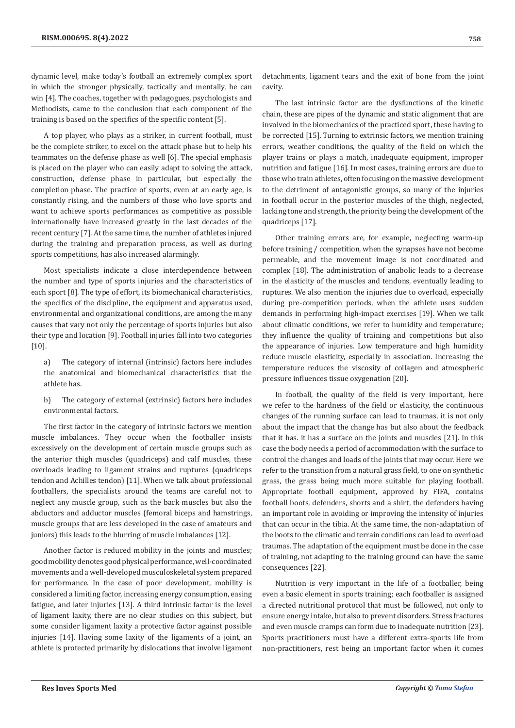dynamic level, make today's football an extremely complex sport in which the stronger physically, tactically and mentally, he can win [4]. The coaches, together with pedagogues, psychologists and Methodists, came to the conclusion that each component of the training is based on the specifics of the specific content [5].

A top player, who plays as a striker, in current football, must be the complete striker, to excel on the attack phase but to help his teammates on the defense phase as well [6]. The special emphasis is placed on the player who can easily adapt to solving the attack, construction, defense phase in particular, but especially the completion phase. The practice of sports, even at an early age, is constantly rising, and the numbers of those who love sports and want to achieve sports performances as competitive as possible internationally have increased greatly in the last decades of the recent century [7]. At the same time, the number of athletes injured during the training and preparation process, as well as during sports competitions, has also increased alarmingly.

Most specialists indicate a close interdependence between the number and type of sports injuries and the characteristics of each sport [8]. The type of effort, its biomechanical characteristics, the specifics of the discipline, the equipment and apparatus used, environmental and organizational conditions, are among the many causes that vary not only the percentage of sports injuries but also their type and location [9]. Football injuries fall into two categories [10].

a) The category of internal (intrinsic) factors here includes the anatomical and biomechanical characteristics that the athlete has.

b) The category of external (extrinsic) factors here includes environmental factors.

The first factor in the category of intrinsic factors we mention muscle imbalances. They occur when the footballer insists excessively on the development of certain muscle groups such as the anterior thigh muscles (quadriceps) and calf muscles, these overloads leading to ligament strains and ruptures (quadriceps tendon and Achilles tendon) [11]. When we talk about professional footballers, the specialists around the teams are careful not to neglect any muscle group, such as the back muscles but also the abductors and adductor muscles (femoral biceps and hamstrings, muscle groups that are less developed in the case of amateurs and juniors) this leads to the blurring of muscle imbalances [12].

Another factor is reduced mobility in the joints and muscles; good mobility denotes good physical performance, well-coordinated movements and a well-developed musculoskeletal system prepared for performance. In the case of poor development, mobility is considered a limiting factor, increasing energy consumption, easing fatigue, and later injuries [13]. A third intrinsic factor is the level of ligament laxity, there are no clear studies on this subject, but some consider ligament laxity a protective factor against possible injuries [14]. Having some laxity of the ligaments of a joint, an athlete is protected primarily by dislocations that involve ligament detachments, ligament tears and the exit of bone from the joint cavity.

The last intrinsic factor are the dysfunctions of the kinetic chain, these are pipes of the dynamic and static alignment that are involved in the biomechanics of the practiced sport, these having to be corrected [15]. Turning to extrinsic factors, we mention training errors, weather conditions, the quality of the field on which the player trains or plays a match, inadequate equipment, improper nutrition and fatigue [16]. In most cases, training errors are due to those who train athletes, often focusing on the massive development to the detriment of antagonistic groups, so many of the injuries in football occur in the posterior muscles of the thigh, neglected, lacking tone and strength, the priority being the development of the quadriceps [17].

Other training errors are, for example, neglecting warm-up before training / competition, when the synapses have not become permeable, and the movement image is not coordinated and complex [18]. The administration of anabolic leads to a decrease in the elasticity of the muscles and tendons, eventually leading to ruptures. We also mention the injuries due to overload, especially during pre-competition periods, when the athlete uses sudden demands in performing high-impact exercises [19]. When we talk about climatic conditions, we refer to humidity and temperature; they influence the quality of training and competitions but also the appearance of injuries. Low temperature and high humidity reduce muscle elasticity, especially in association. Increasing the temperature reduces the viscosity of collagen and atmospheric pressure influences tissue oxygenation [20].

In football, the quality of the field is very important, here we refer to the hardness of the field or elasticity, the continuous changes of the running surface can lead to traumas, it is not only about the impact that the change has but also about the feedback that it has. it has a surface on the joints and muscles [21]. In this case the body needs a period of accommodation with the surface to control the changes and loads of the joints that may occur. Here we refer to the transition from a natural grass field, to one on synthetic grass, the grass being much more suitable for playing football. Appropriate football equipment, approved by FIFA, contains football boots, defenders, shorts and a shirt, the defenders having an important role in avoiding or improving the intensity of injuries that can occur in the tibia. At the same time, the non-adaptation of the boots to the climatic and terrain conditions can lead to overload traumas. The adaptation of the equipment must be done in the case of training, not adapting to the training ground can have the same consequences [22].

Nutrition is very important in the life of a footballer, being even a basic element in sports training; each footballer is assigned a directed nutritional protocol that must be followed, not only to ensure energy intake, but also to prevent disorders. Stress fractures and even muscle cramps can form due to inadequate nutrition [23]. Sports practitioners must have a different extra-sports life from non-practitioners, rest being an important factor when it comes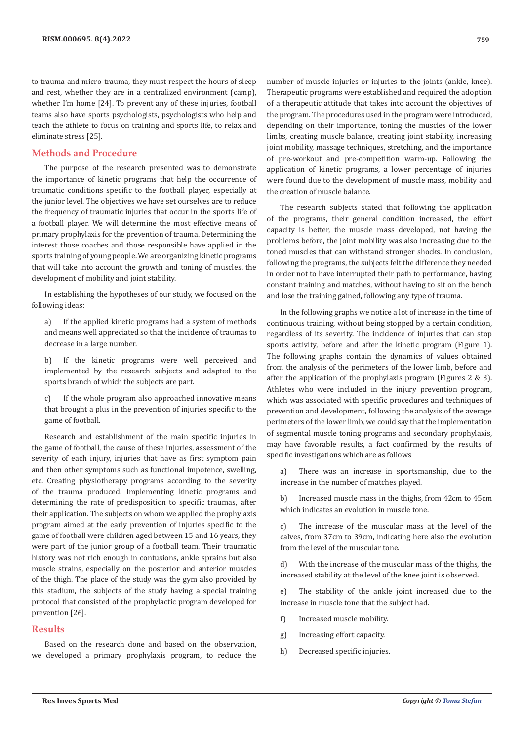to trauma and micro-trauma, they must respect the hours of sleep and rest, whether they are in a centralized environment (camp), whether I'm home [24]. To prevent any of these injuries, football teams also have sports psychologists, psychologists who help and teach the athlete to focus on training and sports life, to relax and eliminate stress [25].

## Methods and Procedure

The purpose of the research presented was to demonstrate the importance of kinetic programs that help the occurrence of traumatic conditions specific to the football player, especially at the junior level. The objectives we have set ourselves are to reduce the frequency of traumatic injuries that occur in the sports life of a football player. We will determine the most effective means of primary prophylaxis for the prevention of trauma. Determining the interest those coaches and those responsible have applied in the sports training of young people. We are organizing kinetic programs that will take into account the growth and toning of muscles, the development of mobility and joint stability.

In establishing the hypotheses of our study, we focused on the following ideas:

a) If the applied kinetic programs had a system of methods and means well appreciated so that the incidence of traumas to decrease in a large number.

b) If the kinetic programs were well perceived and implemented by the research subjects and adapted to the sports branch of which the subjects are part.

c) If the whole program also approached innovative means that brought a plus in the prevention of injuries specific to the game of football.

Research and establishment of the main specific injuries in the game of football, the cause of these injuries, assessment of the severity of each injury, injuries that have as first symptom pain and then other symptoms such as functional impotence, swelling, etc. Creating physiotherapy programs according to the severity of the trauma produced. Implementing kinetic programs and determining the rate of predisposition to specific traumas, after their application. The subjects on whom we applied the prophylaxis program aimed at the early prevention of injuries specific to the game of football were children aged between 15 and 16 years, they were part of the junior group of a football team. Their traumatic history was not rich enough in contusions, ankle sprains but also muscle strains, especially on the posterior and anterior muscles of the thigh. The place of the study was the gym also provided by this stadium, the subjects of the study having a special training protocol that consisted of the prophylactic program developed for prevention [26].

## Results

Based on the research done and based on the observation, we developed a primary prophylaxis program, to reduce the number of muscle injuries or injuries to the joints (ankle, knee). Therapeutic programs were established and required the adoption of a therapeutic attitude that takes into account the objectives of the program. The procedures used in the program were introduced, depending on their importance, toning the muscles of the lower limbs, creating muscle balance, creating joint stability, increasing joint mobility, massage techniques, stretching, and the importance of pre-workout and pre-competition warm-up. Following the application of kinetic programs, a lower percentage of injuries were found due to the development of muscle mass, mobility and the creation of muscle balance.

The research subjects stated that following the application of the programs, their general condition increased, the effort capacity is better, the muscle mass developed, not having the problems before, the joint mobility was also increasing due to the toned muscles that can withstand stronger shocks. In conclusion, following the programs, the subjects felt the difference they needed in order not to have interrupted their path to performance, having constant training and matches, without having to sit on the bench and lose the training gained, following any type of trauma.

In the following graphs we notice a lot of increase in the time of continuous training, without being stopped by a certain condition, regardless of its severity. The incidence of injuries that can stop sports activity, before and after the kinetic program (Figure 1). The following graphs contain the dynamics of values obtained from the analysis of the perimeters of the lower limb, before and after the application of the prophylaxis program (Figures 2 & 3). Athletes who were included in the injury prevention program, which was associated with specific procedures and techniques of prevention and development, following the analysis of the average perimeters of the lower limb, we could say that the implementation of segmental muscle toning programs and secondary prophylaxis, may have favorable results, a fact confirmed by the results of specific investigations which are as follows

a) There was an increase in sportsmanship, due to the increase in the number of matches played.

b) Increased muscle mass in the thighs, from 42cm to 45cm which indicates an evolution in muscle tone.

c) The increase of the muscular mass at the level of the calves, from 37cm to 39cm, indicating here also the evolution from the level of the muscular tone.

d) With the increase of the muscular mass of the thighs, the increased stability at the level of the knee joint is observed.

e) The stability of the ankle joint increased due to the increase in muscle tone that the subject had.

f) Increased muscle mobility.

g) Increasing effort capacity.

h) Decreased specific injuries.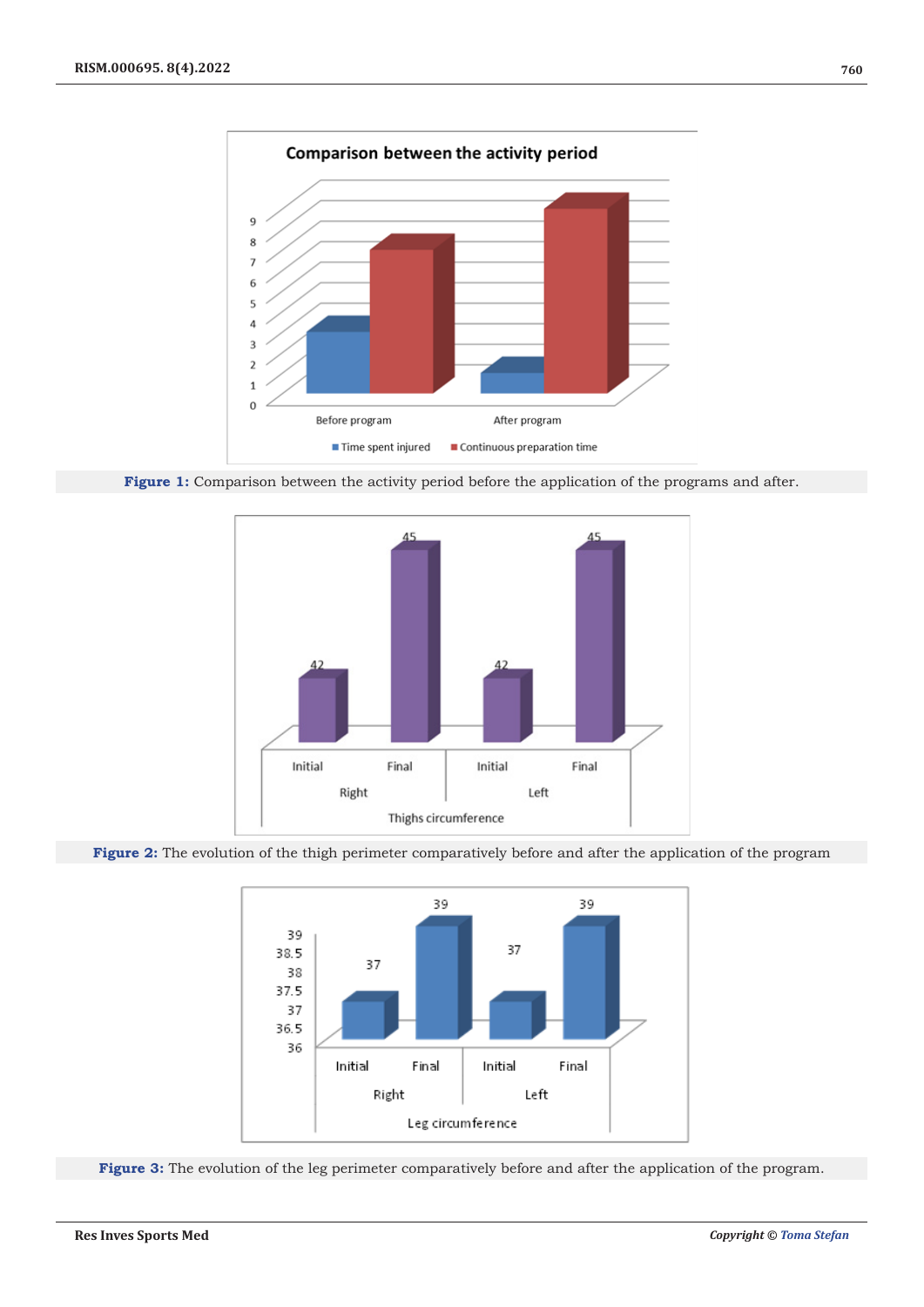**Figure 1:** Comparison between the activity period before the application of the programs and after.

**Figure 2:** The evolution of the thigh perimeter comparatively before and after the application of the program

**Figure 3:** The evolution of the leg perimeter comparatively before and after the application of the program.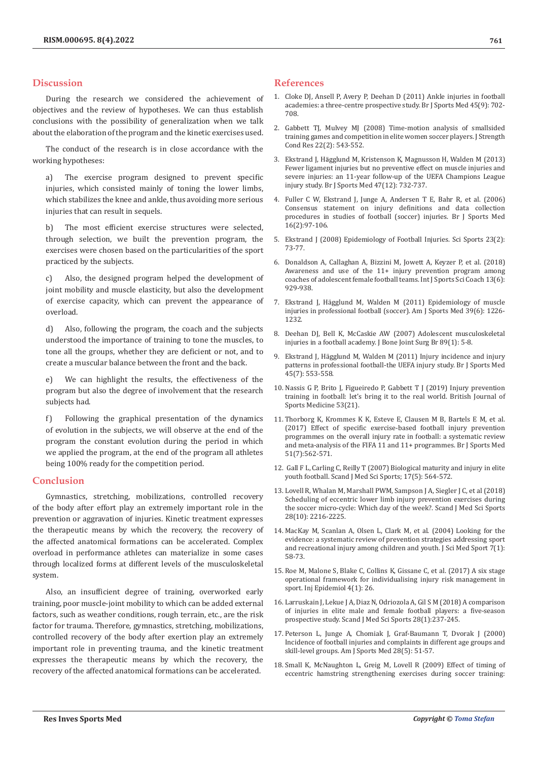## Discussion

During the research we considered the achievement of objectives and the review of hypotheses. We can thus establish conclusions with the possibility of generalization when we talk about the elaboration of the program and the kinetic exercises used.

The conduct of the research is in close accordance with the working hypotheses:

a) The exercise program designed to prevent specific injuries, which consisted mainly of toning the lower limbs, which stabilizes the knee and ankle, thus avoiding more serious injuries that can result in sequels.

b) The most efficient exercise structures were selected, through selection, we built the prevention program, the exercises were chosen based on the particularities of the sport practiced by the subjects.

c) Also, the designed program helped the development of joint mobility and muscle elasticity, but also the development of exercise capacity, which can prevent the appearance of overload.

d) Also, following the program, the coach and the subjects understood the importance of training to tone the muscles, to tone all the groups, whether they are deficient or not, and to create a muscular balance between the front and the back.

e) We can highlight the results, the effectiveness of the program but also the degree of involvement that the research subjects had.

f) Following the graphical presentation of the dynamics of evolution in the subjects, we will observe at the end of the program the constant evolution during the period in which we applied the program, at the end of the program all athletes being 100% ready for the competition period.

## Conclusion

Gymnastics, stretching, mobilizations, controlled recovery of the body after effort play an extremely important role in the prevention or aggravation of injuries. Kinetic treatment expresses the therapeutic means by which the recovery, the recovery of the affected anatomical formations can be accelerated. Complex overload in performance athletes can materialize in some cases through localized forms at different levels of the musculoskeletal system.

Also, an insufficient degree of training, overworked early training, poor muscle-joint mobility to which can be added external factors, such as weather conditions, rough terrain, etc., are the risk factor for trauma. Therefore, gymnastics, stretching, mobilizations, controlled recovery of the body after exertion play an extremely important role in preventing trauma, and the kinetic treatment expresses the therapeutic means by which the recovery, the recovery of the affected anatomical formations can be accelerated.

## References

1. Cloke DJ, Ansell P, Avery P, Deehan D (2011) Ankle injuries in football academies: a three-centre prospective study. Br J Sports Med 45(9): 702-708.
2. Gabbett TJ, Mulvey MJ (2008) Time-motion analysis of smallsided training games and competition in elite women soccer players. J Strength Cond Res 22(2): 543-552.
3. Ekstrand J, Hägglund M, Kristenson K, Magnusson H, Walden M (2013) Fewer ligament injuries but no preventive effect on muscle injuries and severe injuries: an 11-year follow-up of the UEFA Champions League injury study. Br J Sports Med 47(12): 732-737.
4. Fuller C W, Ekstrand J, Junge A, Andersen T E, Bahr R, et al. (2006) Consensus statement on injury definitions and data collection procedures in studies of football (soccer) injuries. Br J Sports Med 16(2):97-106.
5. Ekstrand J (2008) Epidemiology of Football Injuries. Sci Sports 23(2): 73-77.
6. Donaldson A, Callaghan A, Bizzini M, Jowett A, Keyzer P, et al. (2018) Awareness and use of the 11+ injury prevention program among coaches of adolescent female football teams. Int J Sports Sci Coach 13(6): 929-938.
7. Ekstrand J, Hägglund M, Walden M (2011) Epidemiology of muscle injuries in professional football (soccer). Am J Sports Med 39(6): 1226-1232.
8. Deehan DJ, Bell K, McCaskie AW (2007) Adolescent musculoskeletal injuries in a football academy. J Bone Joint Surg Br 89(1): 5-8.
9. Ekstrand J, Hägglund M, Walden M (2011) Injury incidence and injury patterns in professional football-the UEFA injury study. Br J Sports Med 45(7): 553-558.
10. Nassis G P, Brito J, Figueiredo P, Gabbett T J (2019) Injury prevention training in football: let's bring it to the real world. British Journal of Sports Medicine 53(21).
11. Thorborg K, Krommes K K, Esteve E, Clausen M B, Bartels E M, et al. (2017) Effect of specific exercise-based football injury prevention programmes on the overall injury rate in football: a systematic review and meta-analysis of the FIFA 11 and 11+ programmes. Br J Sports Med 51(7):562-571.
12. Gall F L, Carling C, Reilly T (2007) Biological maturity and injury in elite youth football. Scand J Med Sci Sports; 17(5): 564-572.
13. Lovell R, Whalan M, Marshall PWM, Sampson J A, Siegler J C, et al (2018) Scheduling of eccentric lower limb injury prevention exercises during the soccer micro-cycle: Which day of the week?. Scand J Med Sci Sports 28(10): 2216-2225.
14. MacKay M, Scanlan A, Olsen L, Clark M, et al. (2004) Looking for the evidence: a systematic review of prevention strategies addressing sport and recreational injury among children and youth. J Sci Med Sport 7(1): 58-73.
15. Roe M, Malone S, Blake C, Collins K, Gissane C, et al. (2017) A six stage operational framework for individualising injury risk management in sport. Inj Epidemiol 4(1): 26.
16. Larruskain J, Lekue J A, Diaz N, Odriozola A, Gil S M (2018) A comparison of injuries in elite male and female football players: a five-season prospective study. Scand J Med Sci Sports 28(1):237-245.
17. Peterson L, Junge A, Chomiak J, Graf-Baumann T, Dvorak J (2000) Incidence of football injuries and complaints in different age groups and skill-level groups. Am J Sports Med 28(5): 51-57.
18. Small K, McNaughton L, Greig M, Lovell R (2009) Effect of timing of eccentric hamstring strengthening exercises during soccer training: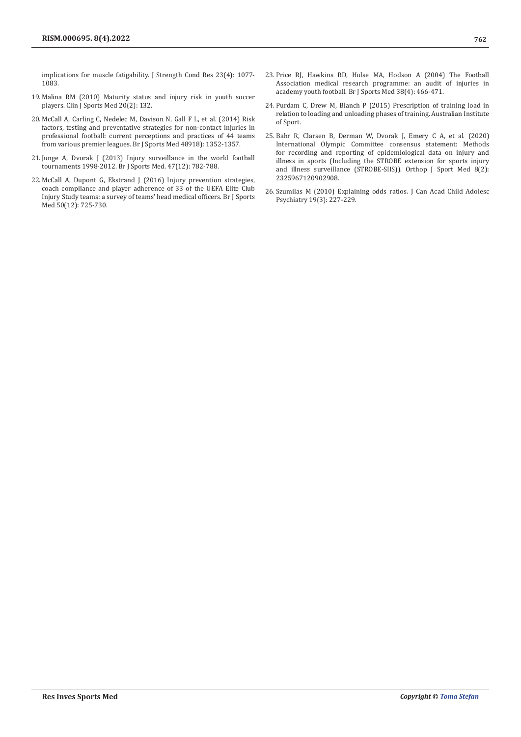implications for muscle fatigability. J Strength Cond Res 23(4): 1077-1083.

19. Malina RM (2010) Maturity status and injury risk in youth soccer players. Clin J Sports Med 20(2): 132.

20. McCall A, Carling C, Nedelec M, Davison N, Gall F L, et al. (2014) Risk factors, testing and preventative strategies for non-contact injuries in professional football: current perceptions and practices of 44 teams from various premier leagues. Br J Sports Med 48918): 1352-1357.

21. Junge A, Dvorak J (2013) Injury surveillance in the world football tournaments 1998-2012. Br J Sports Med. 47(12): 782-788.

22. McCall A, Dupont G, Ekstrand J (2016) Injury prevention strategies, coach compliance and player adherence of 33 of the UEFA Elite Club Injury Study teams: a survey of teams' head medical officers. Br J Sports Med 50(12): 725-730.

23. Price RJ, Hawkins RD, Hulse MA, Hodson A (2004) The Football Association medical research programme: an audit of injuries in academy youth football. Br J Sports Med 38(4): 466-471.

24. Purdam C, Drew M, Blanch P (2015) Prescription of training load in relation to loading and unloading phases of training. Australian Institute of Sport.

25. Bahr R, Clarsen B, Derman W, Dvorak J, Emery C A, et al. (2020) International Olympic Committee consensus statement: Methods for recording and reporting of epidemiological data on injury and illness in sports (Including the STROBE extension for sports injury and illness surveillance (STROBE-SIIS)). Orthop J Sport Med 8(2): 2325967120902908.

26. Szumilas M (2010) Explaining odds ratios. J Can Acad Child Adolesc Psychiatry 19(3): 227-229.